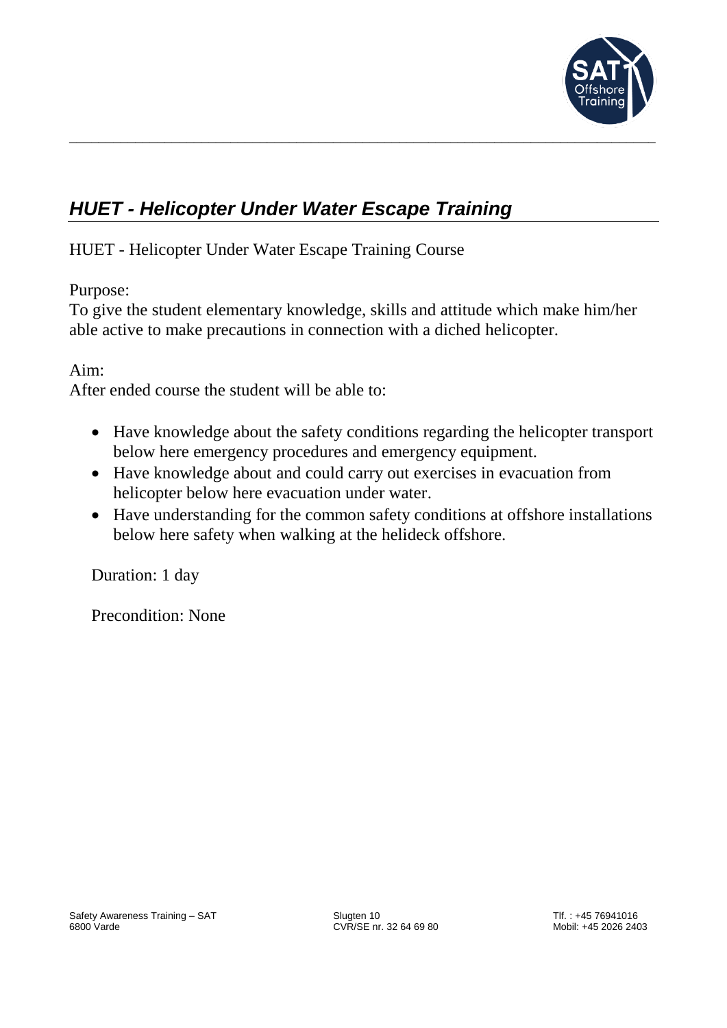# *HUET - Helicopter Under Water Escape Training*

HUET - Helicopter Under Water Escape Training Course

Purpose:
To give the student elementary knowledge, skills and attitude which make him/her able active to make precautions in connection with a diched helicopter.

Aim:
After ended course the student will be able to:

- Have knowledge about the safety conditions regarding the helicopter transport below here emergency procedures and emergency equipment.
- Have knowledge about and could carry out exercises in evacuation from helicopter below here evacuation under water.
- Have understanding for the common safety conditions at offshore installations below here safety when walking at the helideck offshore.

Duration: 1 day

Precondition: None

Safety Awareness Training – SAT
6800 Varde

Slugten 10
CVR/SE nr. 32 64 69 80

Tlf. : +45 76941016
Mobil: +45 2026 2403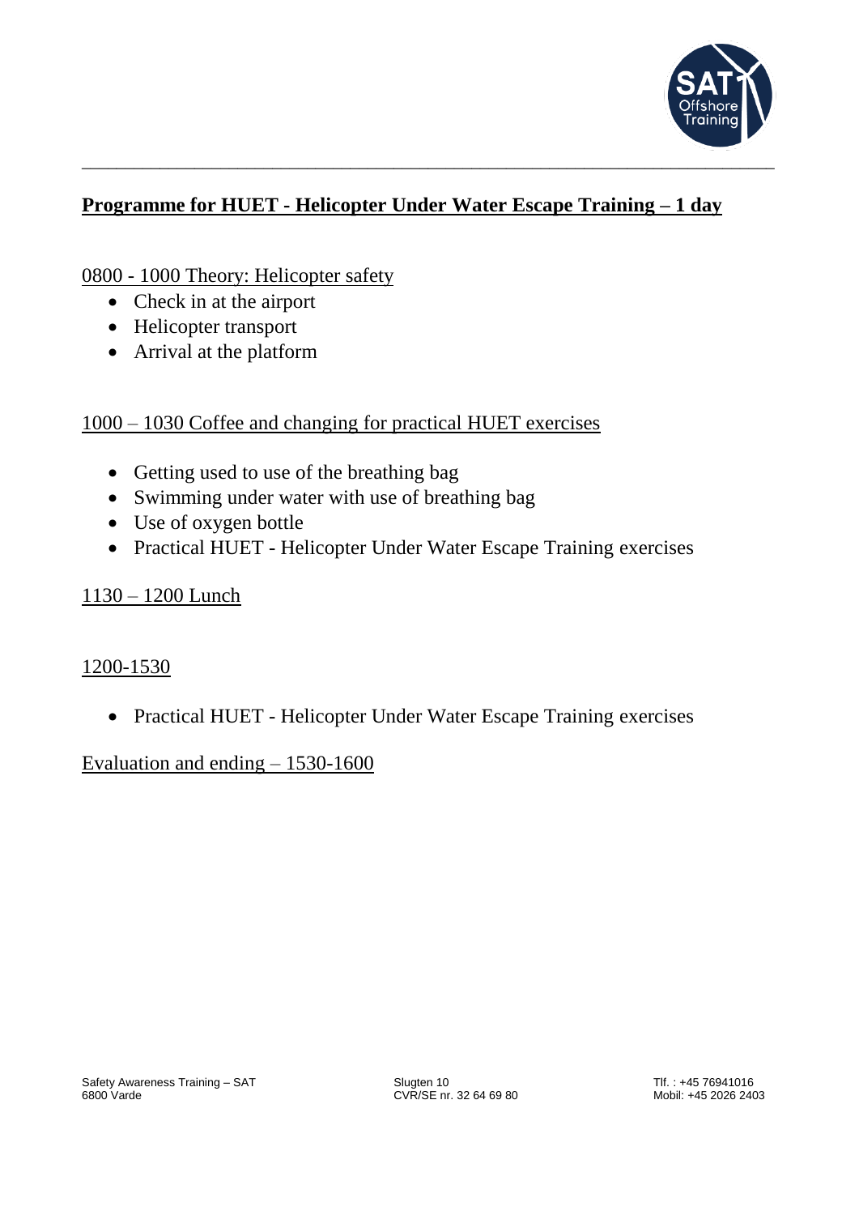# Programme for HUET - Helicopter Under Water Escape Training – 1 day

0800 - 1000 Theory: Helicopter safety

- Check in at the airport
- Helicopter transport
- Arrival at the platform

1000 – 1030 Coffee and changing for practical HUET exercises

- Getting used to use of the breathing bag
- Swimming under water with use of breathing bag
- Use of oxygen bottle
- Practical HUET - Helicopter Under Water Escape Training exercises

1130 – 1200 Lunch

1200-1530

- Practical HUET - Helicopter Under Water Escape Training exercises

Evaluation and ending – 1530-1600